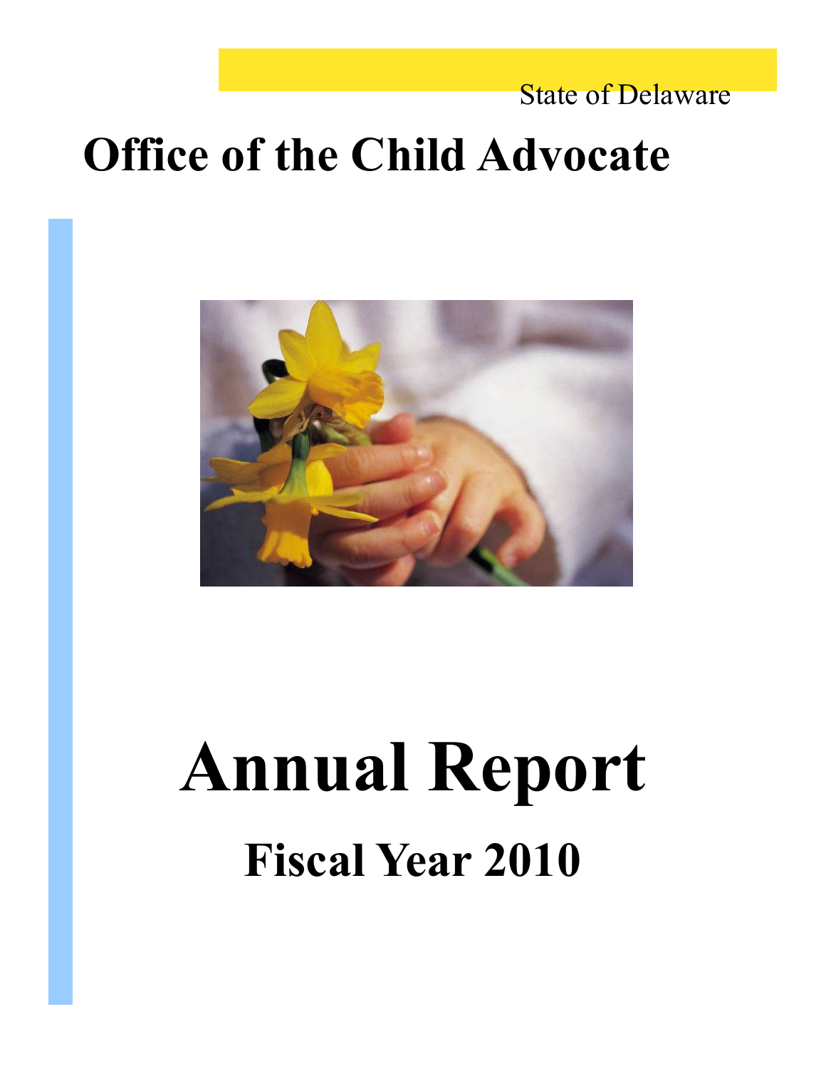State of Delaware

# Office of the Child Advocate

# Annual Report

## Fiscal Year 2010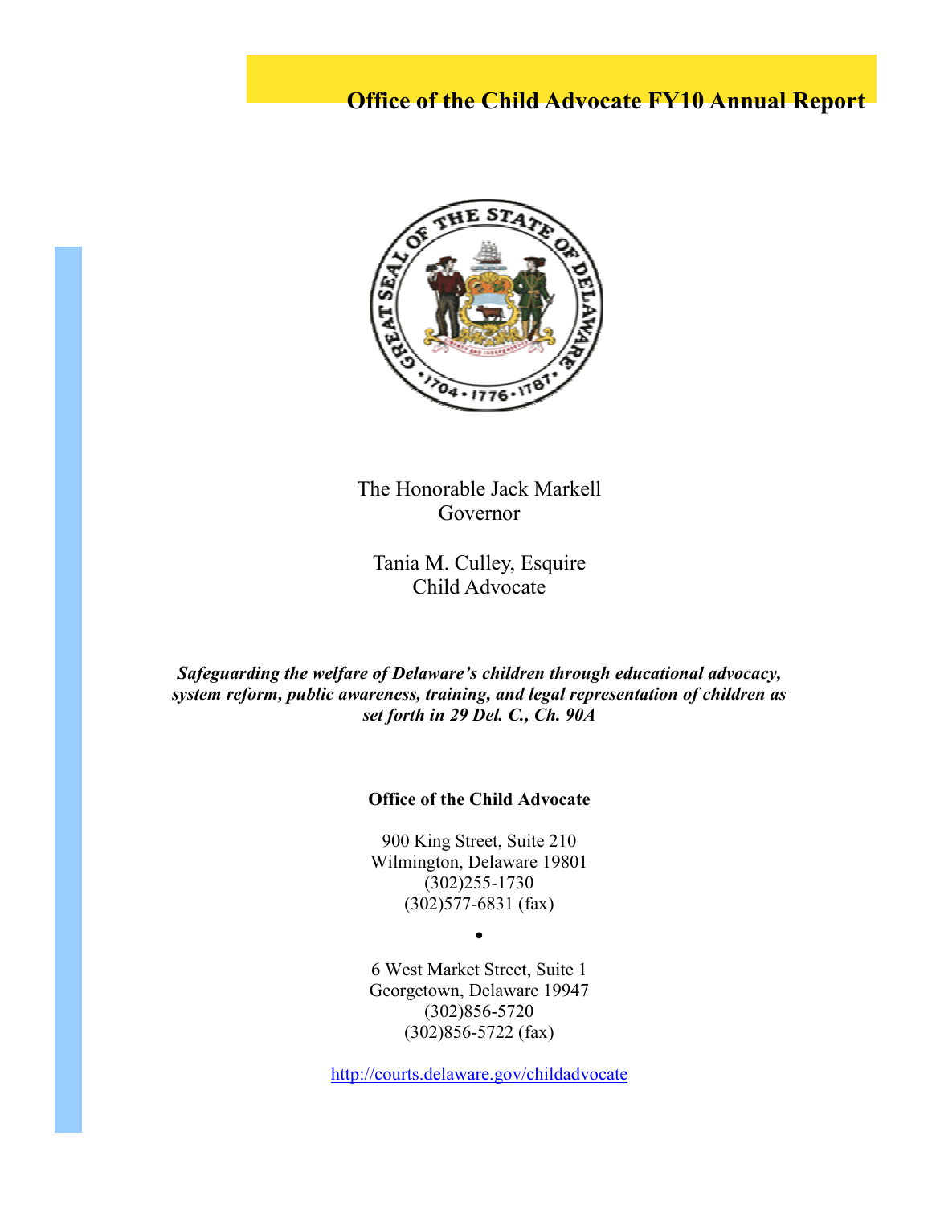# Office of the Child Advocate FY10 Annual Report

The Honorable Jack Markell
Governor

Tania M. Culley, Esquire
Child Advocate

***Safeguarding the welfare of Delaware's children through educational advocacy, system reform, public awareness, training, and legal representation of children as set forth in 29 Del. C., Ch. 90A***

**Office of the Child Advocate**

900 King Street, Suite 210
Wilmington, Delaware 19801
(302)255-1730
(302)577-6831 (fax)

•

6 West Market Street, Suite 1
Georgetown, Delaware 19947
(302)856-5720
(302)856-5722 (fax)

http://courts.delaware.gov/childadvocate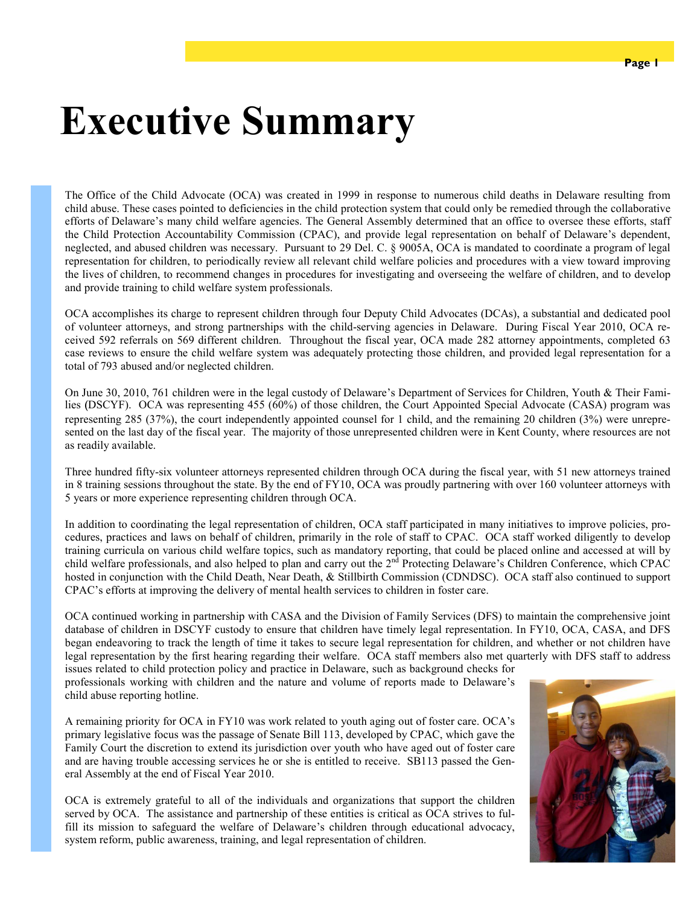# Executive Summary

The Office of the Child Advocate (OCA) was created in 1999 in response to numerous child deaths in Delaware resulting from child abuse. These cases pointed to deficiencies in the child protection system that could only be remedied through the collaborative efforts of Delaware's many child welfare agencies. The General Assembly determined that an office to oversee these efforts, staff the Child Protection Accountability Commission (CPAC), and provide legal representation on behalf of Delaware's dependent, neglected, and abused children was necessary. Pursuant to 29 Del. C. § 9005A, OCA is mandated to coordinate a program of legal representation for children, to periodically review all relevant child welfare policies and procedures with a view toward improving the lives of children, to recommend changes in procedures for investigating and overseeing the welfare of children, and to develop and provide training to child welfare system professionals.

OCA accomplishes its charge to represent children through four Deputy Child Advocates (DCAs), a substantial and dedicated pool of volunteer attorneys, and strong partnerships with the child-serving agencies in Delaware. During Fiscal Year 2010, OCA received 592 referrals on 569 different children. Throughout the fiscal year, OCA made 282 attorney appointments, completed 63 case reviews to ensure the child welfare system was adequately protecting those children, and provided legal representation for a total of 793 abused and/or neglected children.

On June 30, 2010, 761 children were in the legal custody of Delaware's Department of Services for Children, Youth & Their Families (DSCYF). OCA was representing 455 (60%) of those children, the Court Appointed Special Advocate (CASA) program was representing 285 (37%), the court independently appointed counsel for 1 child, and the remaining 20 children (3%) were unrepresented on the last day of the fiscal year. The majority of those unrepresented children were in Kent County, where resources are not as readily available.

Three hundred fifty-six volunteer attorneys represented children through OCA during the fiscal year, with 51 new attorneys trained in 8 training sessions throughout the state. By the end of FY10, OCA was proudly partnering with over 160 volunteer attorneys with 5 years or more experience representing children through OCA.

In addition to coordinating the legal representation of children, OCA staff participated in many initiatives to improve policies, procedures, practices and laws on behalf of children, primarily in the role of staff to CPAC. OCA staff worked diligently to develop training curricula on various child welfare topics, such as mandatory reporting, that could be placed online and accessed at will by child welfare professionals, and also helped to plan and carry out the 2nd Protecting Delaware's Children Conference, which CPAC hosted in conjunction with the Child Death, Near Death, & Stillbirth Commission (CDNDSC). OCA staff also continued to support CPAC's efforts at improving the delivery of mental health services to children in foster care.

OCA continued working in partnership with CASA and the Division of Family Services (DFS) to maintain the comprehensive joint database of children in DSCYF custody to ensure that children have timely legal representation. In FY10, OCA, CASA, and DFS began endeavoring to track the length of time it takes to secure legal representation for children, and whether or not children have legal representation by the first hearing regarding their welfare. OCA staff members also met quarterly with DFS staff to address issues related to child protection policy and practice in Delaware, such as background checks for professionals working with children and the nature and volume of reports made to Delaware's child abuse reporting hotline.

A remaining priority for OCA in FY10 was work related to youth aging out of foster care. OCA's primary legislative focus was the passage of Senate Bill 113, developed by CPAC, which gave the Family Court the discretion to extend its jurisdiction over youth who have aged out of foster care and are having trouble accessing services he or she is entitled to receive. SB113 passed the General Assembly at the end of Fiscal Year 2010.

OCA is extremely grateful to all of the individuals and organizations that support the children served by OCA. The assistance and partnership of these entities is critical as OCA strives to fulfill its mission to safeguard the welfare of Delaware's children through educational advocacy, system reform, public awareness, training, and legal representation of children.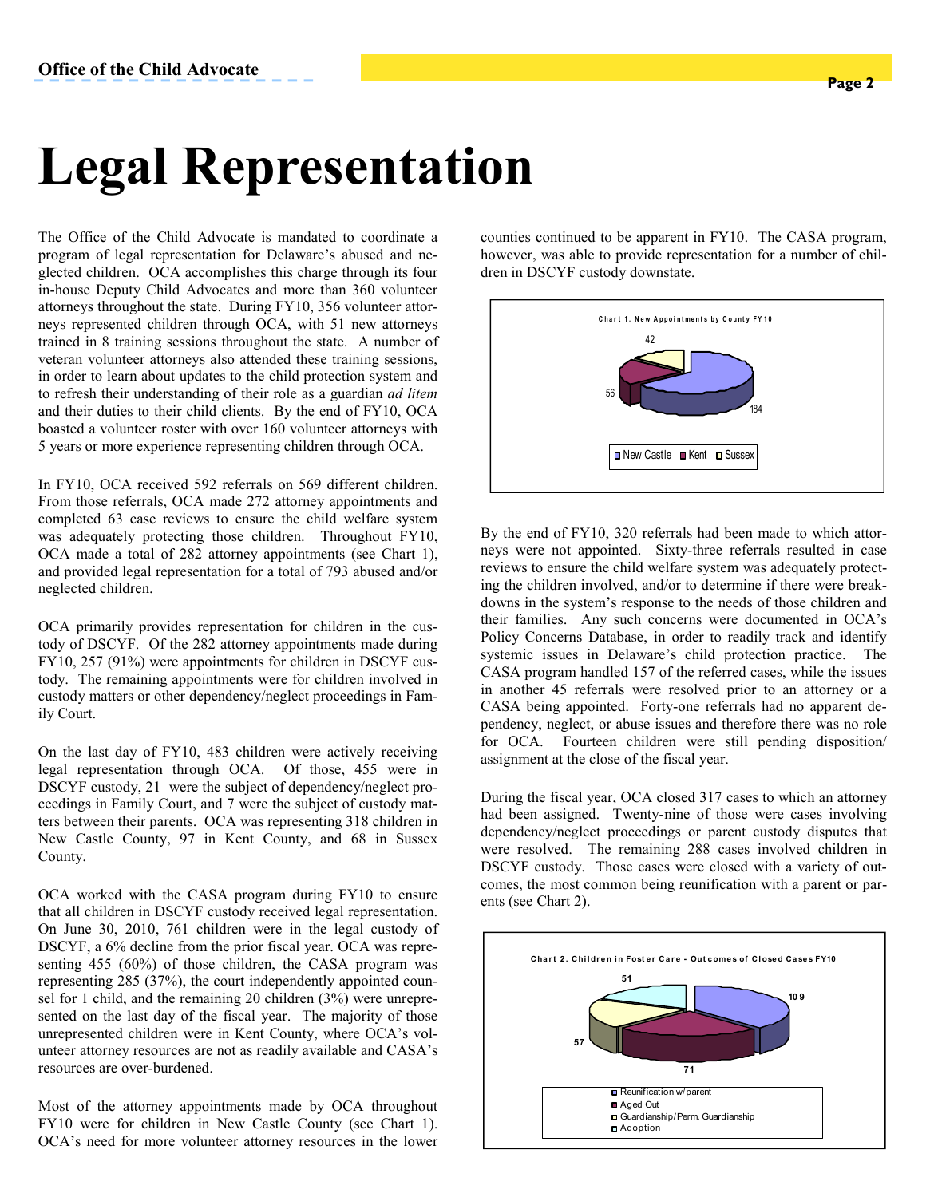# Legal Representation

The Office of the Child Advocate is mandated to coordinate a program of legal representation for Delaware's abused and neglected children. OCA accomplishes this charge through its four in-house Deputy Child Advocates and more than 360 volunteer attorneys throughout the state. During FY10, 356 volunteer attorneys represented children through OCA, with 51 new attorneys trained in 8 training sessions throughout the state. A number of veteran volunteer attorneys also attended these training sessions, in order to learn about updates to the child protection system and to refresh their understanding of their role as a guardian *ad litem* and their duties to their child clients. By the end of FY10, OCA boasted a volunteer roster with over 160 volunteer attorneys with 5 years or more experience representing children through OCA.

In FY10, OCA received 592 referrals on 569 different children. From those referrals, OCA made 272 attorney appointments and completed 63 case reviews to ensure the child welfare system was adequately protecting those children. Throughout FY10, OCA made a total of 282 attorney appointments (see Chart 1), and provided legal representation for a total of 793 abused and/or neglected children.

OCA primarily provides representation for children in the custody of DSCYF. Of the 282 attorney appointments made during FY10, 257 (91%) were appointments for children in DSCYF custody. The remaining appointments were for children involved in custody matters or other dependency/neglect proceedings in Family Court.

On the last day of FY10, 483 children were actively receiving legal representation through OCA. Of those, 455 were in DSCYF custody, 21 were the subject of dependency/neglect proceedings in Family Court, and 7 were the subject of custody matters between their parents. OCA was representing 318 children in New Castle County, 97 in Kent County, and 68 in Sussex County.

OCA worked with the CASA program during FY10 to ensure that all children in DSCYF custody received legal representation. On June 30, 2010, 761 children were in the legal custody of DSCYF, a 6% decline from the prior fiscal year. OCA was representing 455 (60%) of those children, the CASA program was representing 285 (37%), the court independently appointed counsel for 1 child, and the remaining 20 children (3%) were unrepresented on the last day of the fiscal year. The majority of those unrepresented children were in Kent County, where OCA's volunteer attorney resources are not as readily available and CASA's resources are over-burdened.

Most of the attorney appointments made by OCA throughout FY10 were for children in New Castle County (see Chart 1). OCA's need for more volunteer attorney resources in the lower counties continued to be apparent in FY10. The CASA program, however, was able to provide representation for a number of children in DSCYF custody downstate.

**Chart 1. New Appointments by County FY10**

| County | Appointments |
|---|---|
| New Castle | 184 |
| Kent | 56 |
| Sussex | 42 |

By the end of FY10, 320 referrals had been made to which attorneys were not appointed. Sixty-three referrals resulted in case reviews to ensure the child welfare system was adequately protecting the children involved, and/or to determine if there were breakdowns in the system's response to the needs of those children and their families. Any such concerns were documented in OCA's Policy Concerns Database, in order to readily track and identify systemic issues in Delaware's child protection practice. The CASA program handled 157 of the referred cases, while the issues in another 45 referrals were resolved prior to an attorney or a CASA being appointed. Forty-one referrals had no apparent dependency, neglect, or abuse issues and therefore there was no role for OCA. Fourteen children were still pending disposition/assignment at the close of the fiscal year.

During the fiscal year, OCA closed 317 cases to which an attorney had been assigned. Twenty-nine of those were cases involving dependency/neglect proceedings or parent custody disputes that were resolved. The remaining 288 cases involved children in DSCYF custody. Those cases were closed with a variety of outcomes, the most common being reunification with a parent or parents (see Chart 2).

**Chart 2. Children in Foster Care - Outcomes of Closed Cases FY10**

| Outcome | Cases |
|---|---|
| Reunification w/parent | 109 |
| Aged Out | 71 |
| Guardianship/Perm. Guardianship | 57 |
| Adoption | 51 |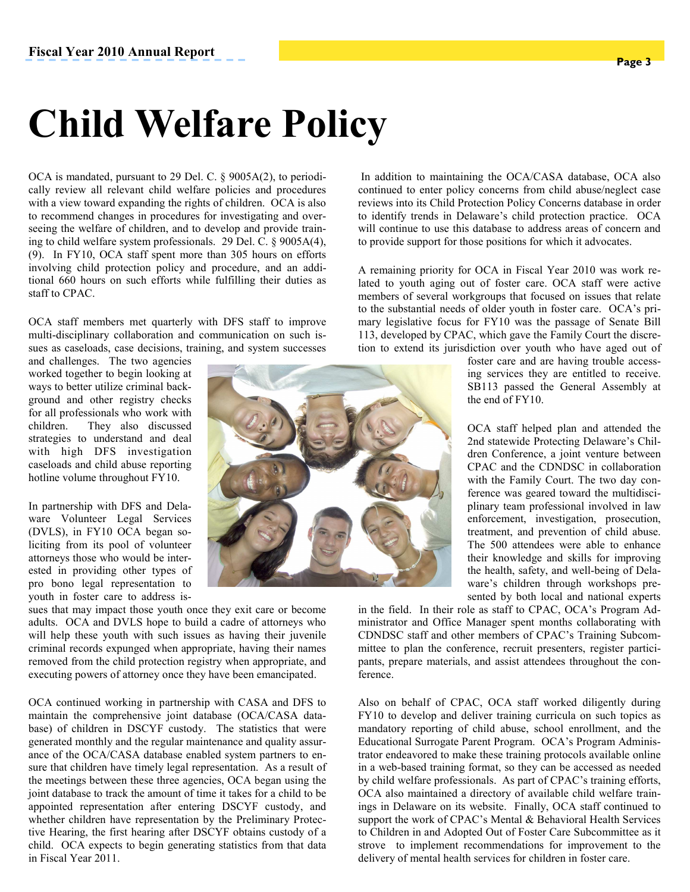# Child Welfare Policy

OCA is mandated, pursuant to 29 Del. C. § 9005A(2), to periodically review all relevant child welfare policies and procedures with a view toward expanding the rights of children. OCA is also to recommend changes in procedures for investigating and overseeing the welfare of children, and to develop and provide training to child welfare system professionals. 29 Del. C. § 9005A(4), (9). In FY10, OCA staff spent more than 305 hours on efforts involving child protection policy and procedure, and an additional 660 hours on such efforts while fulfilling their duties as staff to CPAC.

OCA staff members met quarterly with DFS staff to improve multi-disciplinary collaboration and communication on such issues as caseloads, case decisions, training, and system successes and challenges. The two agencies worked together to begin looking at ways to better utilize criminal background and other registry checks for all professionals who work with children. They also discussed strategies to understand and deal with high DFS investigation caseloads and child abuse reporting hotline volume throughout FY10.

In partnership with DFS and Delaware Volunteer Legal Services (DVLS), in FY10 OCA began soliciting from its pool of volunteer attorneys those who would be interested in providing other types of pro bono legal representation to youth in foster care to address issues that may impact those youth once they exit care or become adults. OCA and DVLS hope to build a cadre of attorneys who will help these youth with such issues as having their juvenile criminal records expunged when appropriate, having their names removed from the child protection registry when appropriate, and executing powers of attorney once they have been emancipated.

OCA continued working in partnership with CASA and DFS to maintain the comprehensive joint database (OCA/CASA database) of children in DSCYF custody. The statistics that were generated monthly and the regular maintenance and quality assurance of the OCA/CASA database enabled system partners to ensure that children have timely legal representation. As a result of the meetings between these three agencies, OCA began using the joint database to track the amount of time it takes for a child to be appointed representation after entering DSCYF custody, and whether children have representation by the Preliminary Protective Hearing, the first hearing after DSCYF obtains custody of a child. OCA expects to begin generating statistics from that data in Fiscal Year 2011.

In addition to maintaining the OCA/CASA database, OCA also continued to enter policy concerns from child abuse/neglect case reviews into its Child Protection Policy Concerns database in order to identify trends in Delaware's child protection practice. OCA will continue to use this database to address areas of concern and to provide support for those positions for which it advocates.

A remaining priority for OCA in Fiscal Year 2010 was work related to youth aging out of foster care. OCA staff were active members of several workgroups that focused on issues that relate to the substantial needs of older youth in foster care. OCA's primary legislative focus for FY10 was the passage of Senate Bill 113, developed by CPAC, which gave the Family Court the discretion to extend its jurisdiction over youth who have aged out of foster care and are having trouble accessing services they are entitled to receive. SB113 passed the General Assembly at the end of FY10.

OCA staff helped plan and attended the 2nd statewide Protecting Delaware's Children Conference, a joint venture between CPAC and the CDNDSC in collaboration with the Family Court. The two day conference was geared toward the multidisciplinary team professional involved in law enforcement, investigation, prosecution, treatment, and prevention of child abuse. The 500 attendees were able to enhance their knowledge and skills for improving the health, safety, and well-being of Delaware's children through workshops presented by both local and national experts in the field. In their role as staff to CPAC, OCA's Program Administrator and Office Manager spent months collaborating with CDNDSC staff and other members of CPAC's Training Subcommittee to plan the conference, recruit presenters, register participants, prepare materials, and assist attendees throughout the conference.

Also on behalf of CPAC, OCA staff worked diligently during FY10 to develop and deliver training curricula on such topics as mandatory reporting of child abuse, school enrollment, and the Educational Surrogate Parent Program. OCA's Program Administrator endeavored to make these training protocols available online in a web-based training format, so they can be accessed as needed by child welfare professionals. As part of CPAC's training efforts, OCA also maintained a directory of available child welfare trainings in Delaware on its website. Finally, OCA staff continued to support the work of CPAC's Mental & Behavioral Health Services to Children in and Adopted Out of Foster Care Subcommittee as it strove to implement recommendations for improvement to the delivery of mental health services for children in foster care.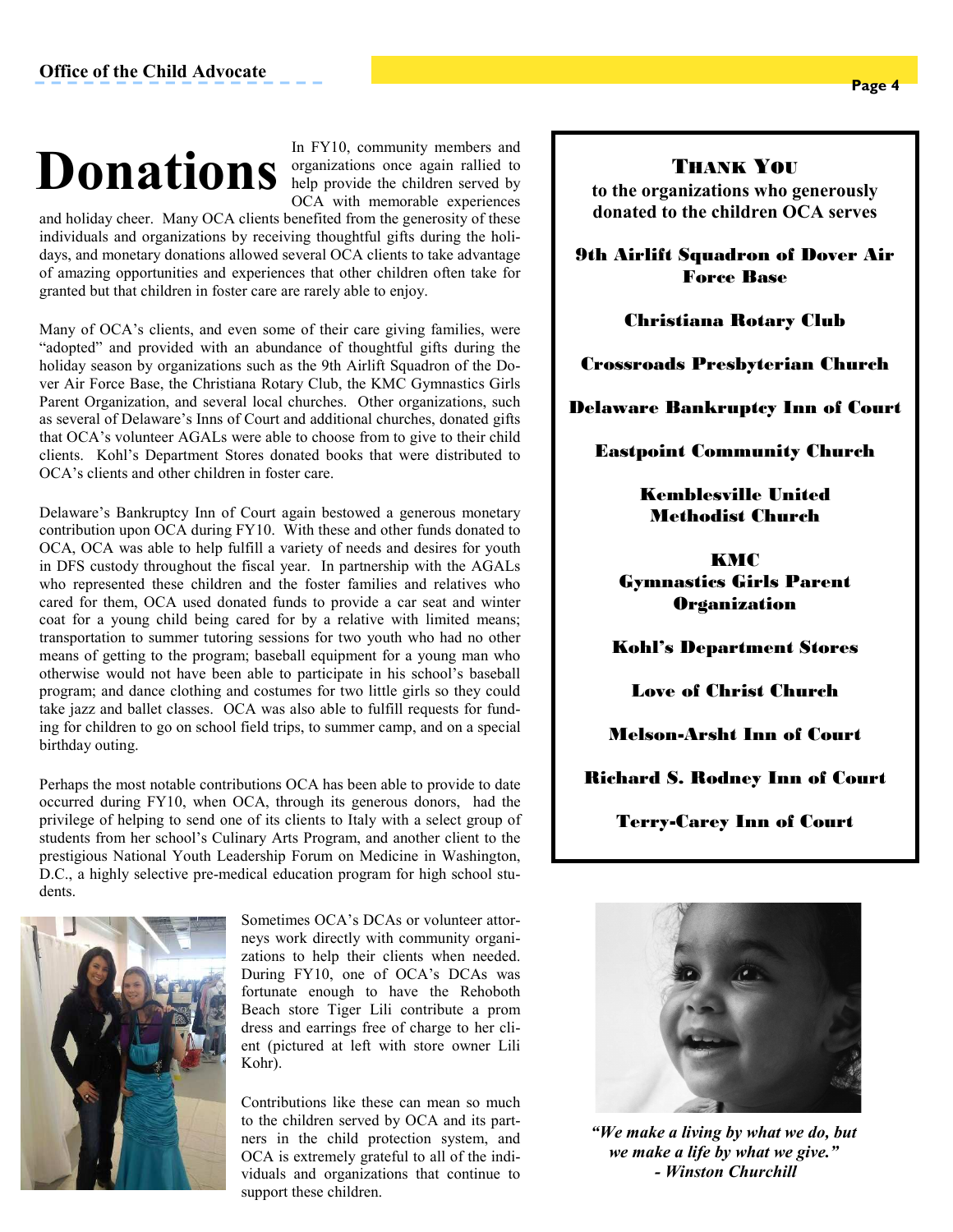# Donations

In FY10, community members and organizations once again rallied to help provide the children served by OCA with memorable experiences and holiday cheer. Many OCA clients benefited from the generosity of these individuals and organizations by receiving thoughtful gifts during the holidays, and monetary donations allowed several OCA clients to take advantage of amazing opportunities and experiences that other children often take for granted but that children in foster care are rarely able to enjoy.

Many of OCA's clients, and even some of their care giving families, were "adopted" and provided with an abundance of thoughtful gifts during the holiday season by organizations such as the 9th Airlift Squadron of the Dover Air Force Base, the Christiana Rotary Club, the KMC Gymnastics Girls Parent Organization, and several local churches. Other organizations, such as several of Delaware's Inns of Court and additional churches, donated gifts that OCA's volunteer AGALs were able to choose from to give to their child clients. Kohl's Department Stores donated books that were distributed to OCA's clients and other children in foster care.

Delaware's Bankruptcy Inn of Court again bestowed a generous monetary contribution upon OCA during FY10. With these and other funds donated to OCA, OCA was able to help fulfill a variety of needs and desires for youth in DFS custody throughout the fiscal year. In partnership with the AGALs who represented these children and the foster families and relatives who cared for them, OCA used donated funds to provide a car seat and winter coat for a young child being cared for by a relative with limited means; transportation to summer tutoring sessions for two youth who had no other means of getting to the program; baseball equipment for a young man who otherwise would not have been able to participate in his school's baseball program; and dance clothing and costumes for two little girls so they could take jazz and ballet classes. OCA was also able to fulfill requests for funding for children to go on school field trips, to summer camp, and on a special birthday outing.

Perhaps the most notable contributions OCA has been able to provide to date occurred during FY10, when OCA, through its generous donors, had the privilege of helping to send one of its clients to Italy with a select group of students from her school's Culinary Arts Program, and another client to the prestigious National Youth Leadership Forum on Medicine in Washington, D.C., a highly selective pre-medical education program for high school students.

Sometimes OCA's DCAs or volunteer attorneys work directly with community organizations to help their clients when needed. During FY10, one of OCA's DCAs was fortunate enough to have the Rehoboth Beach store Tiger Lili contribute a prom dress and earrings free of charge to her client (pictured at left with store owner Lili Kohr).

Contributions like these can mean so much to the children served by OCA and its partners in the child protection system, and OCA is extremely grateful to all of the individuals and organizations that continue to support these children.

## Thank You

**to the organizations who generously donated to the children OCA serves**

**9th Airlift Squadron of Dover Air Force Base**

**Christiana Rotary Club**

**Crossroads Presbyterian Church**

**Delaware Bankruptcy Inn of Court**

**Eastpoint Community Church**

**Kemblesville United Methodist Church**

**KMC Gymnastics Girls Parent Organization**

**Kohl's Department Stores**

**Love of Christ Church**

**Melson-Arsht Inn of Court**

**Richard S. Rodney Inn of Court**

**Terry-Carey Inn of Court**

***"We make a living by what we do, but we make a life by what we give." - Winston Churchill***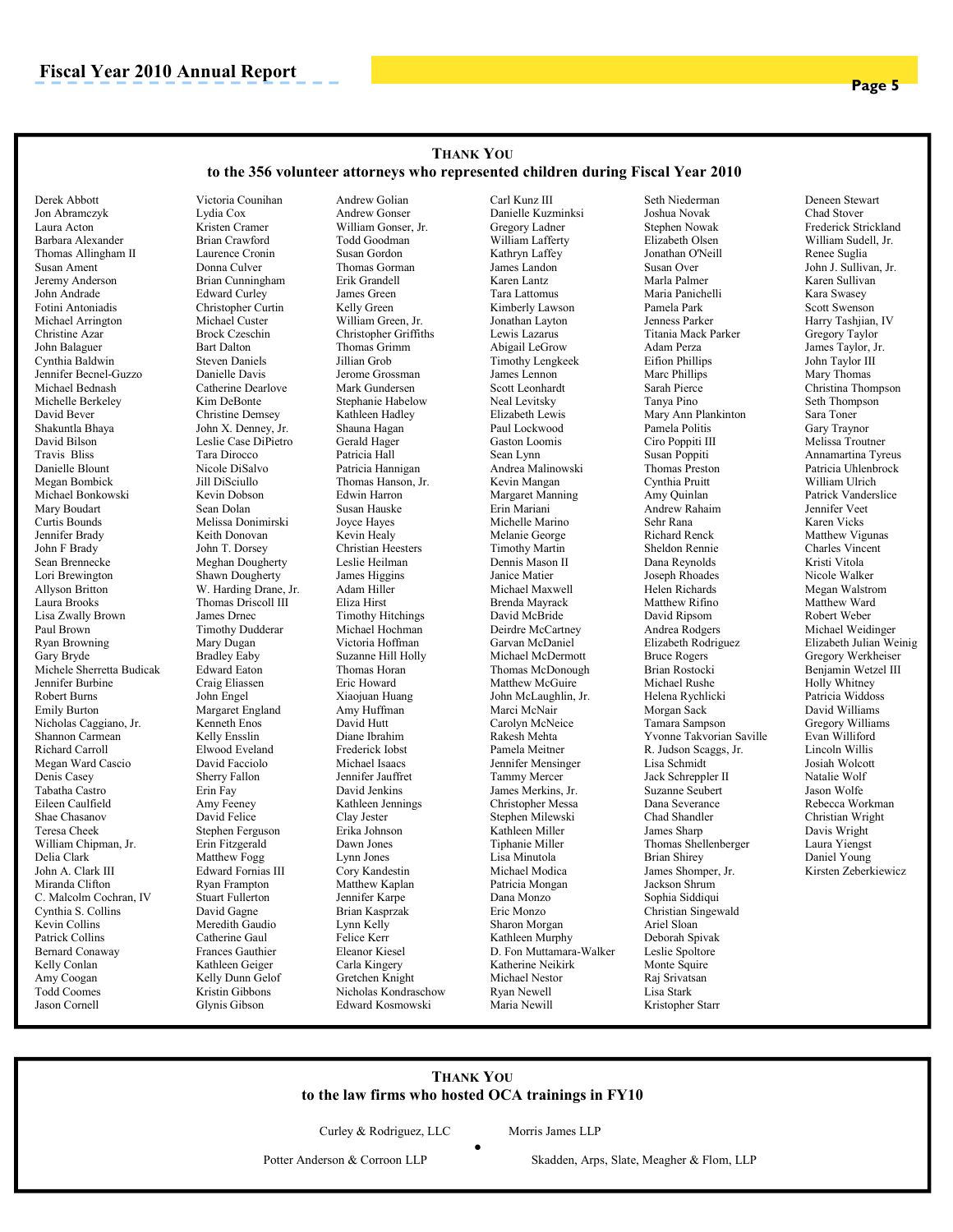## Thank You
### to the 356 volunteer attorneys who represented children during Fiscal Year 2010

Derek Abbott
Jon Abramczyk
Laura Acton
Barbara Alexander
Thomas Allingham II
Susan Ament
Jeremy Anderson
John Andrade
Fotini Antoniadis
Michael Arrington
Christine Azar
John Balaguer
Cynthia Baldwin
Jennifer Becnel-Guzzo
Michael Bednash
Michelle Berkeley
David Bever
Shakuntla Bhaya
David Bilson
Travis Bliss
Danielle Blount
Megan Bombick
Michael Bonkowski
Mary Boudart
Curtis Bounds
Jennifer Brady
John F Brady
Sean Brennecke
Lori Brewington
Allyson Britton
Laura Brooks
Lisa Zwally Brown
Paul Brown
Ryan Browning
Gary Bryde
Michele Sherretta Budicak
Jennifer Burbine
Robert Burns
Emily Burton
Nicholas Caggiano, Jr.
Shannon Carmean
Richard Carroll
Megan Ward Cascio
Denis Casey
Tabatha Castro
Eileen Caulfield
Shae Chasanov
Teresa Cheek
William Chipman, Jr.
Delia Clark
John A. Clark III
Miranda Clifton
C. Malcolm Cochran, IV
Cynthia S. Collins
Kevin Collins
Patrick Collins
Bernard Conaway
Kelly Conlan
Amy Coogan
Todd Coomes
Jason Cornell
Victoria Counihan
Lydia Cox
Kristen Cramer
Brian Crawford
Laurence Cronin
Donna Culver
Brian Cunningham
Edward Curley
Christopher Curtin
Michael Custer
Brock Czeschin
Bart Dalton
Steven Daniels
Danielle Davis
Catherine Dearlove
Kim DeBonte
Christine Demsey
John X. Denney, Jr.
Leslie Case DiPietro
Tara Dirocco
Nicole DiSalvo
Jill DiSciullo
Kevin Dobson
Sean Dolan
Melissa Donimirski
Keith Donovan
John T. Dorsey
Meghan Dougherty
Shawn Dougherty
W. Harding Drane, Jr.
Thomas Driscoll III
James Drnec
Timothy Dudderar
Mary Dugan
Bradley Eaby
Edward Eaton
Craig Eliassen
John Engel
Margaret England
Kenneth Enos
Kelly Ensslin
Elwood Eveland
David Facciolo
Sherry Fallon
Erin Fay
Amy Feeney
David Felice
Stephen Ferguson
Erin Fitzgerald
Matthew Fogg
Edward Fornias III
Ryan Frampton
Stuart Fullerton
David Gagne
Meredith Gaudio
Catherine Gaul
Frances Gauthier
Kathleen Geiger
Kelly Dunn Gelof
Kristin Gibbons
Glynis Gibson
Andrew Golian
Andrew Gonser
William Gonser, Jr.
Todd Goodman
Susan Gordon
Thomas Gorman
Erik Grandell
James Green
Kelly Green
William Green, Jr.
Christopher Griffiths
Thomas Grimm
Jillian Grob
Jerome Grossman
Mark Gundersen
Stephanie Habelow
Kathleen Hadley
Shauna Hagan
Gerald Hager
Patricia Hall
Patricia Hannigan
Thomas Hanson, Jr.
Edwin Harron
Susan Hauske
Joyce Hayes
Kevin Healy
Christian Heesters
Leslie Heilman
James Higgins
Adam Hiller
Eliza Hirst
Timothy Hitchings
Michael Hochman
Victoria Hoffman
Suzanne Hill Holly
Thomas Horan
Eric Howard
Xiaojuan Huang
Amy Huffman
David Hutt
Diane Ibrahim
Frederick Iobst
Michael Isaacs
Jennifer Jauffret
David Jenkins
Kathleen Jennings
Clay Jester
Erika Johnson
Dawn Jones
Lynn Jones
Cory Kandestin
Matthew Kaplan
Jennifer Karpe
Brian Kasprzak
Lynn Kelly
Felice Kerr
Eleanor Kiesel
Carla Kingery
Gretchen Knight
Nicholas Kondraschow
Edward Kosmowski
Carl Kunz III
Danielle Kuzminksi
Gregory Ladner
William Lafferty
Kathryn Laffey
James Landon
Karen Lantz
Tara Lattomus
Kimberly Lawson
Jonathan Layton
Lewis Lazarus
Abigail LeGrow
Timothy Lengkeek
James Lennon
Scott Leonhardt
Neal Levitsky
Elizabeth Lewis
Paul Lockwood
Gaston Loomis
Sean Lynn
Andrea Malinowski
Kevin Mangan
Margaret Manning
Erin Mariani
Michelle Marino
Melanie George
Timothy Martin
Dennis Mason II
Janice Matier
Michael Maxwell
Brenda Mayrack
David McBride
Deirdre McCartney
Garvan McDaniel
Michael McDermott
Thomas McDonough
Matthew McGuire
John McLaughlin, Jr.
Marci McNair
Carolyn McNeice
Rakesh Mehta
Pamela Meitner
Jennifer Mensinger
Tammy Mercer
James Merkins, Jr.
Christopher Messa
Stephen Milewski
Kathleen Miller
Tiphanie Miller
Lisa Minutola
Michael Modica
Patricia Mongan
Dana Monzo
Eric Monzo
Sharon Morgan
Kathleen Murphy
D. Fon Muttamara-Walker
Katherine Neikirk
Michael Nestor
Ryan Newell
Maria Newill
Seth Niederman
Joshua Novak
Stephen Nowak
Elizabeth Olsen
Jonathan O'Neill
Susan Over
Marla Palmer
Maria Panichelli
Pamela Park
Jenness Parker
Titania Mack Parker
Adam Perza
Eifion Phillips
Marc Phillips
Sarah Pierce
Tanya Pino
Mary Ann Plankinton
Pamela Politis
Ciro Poppiti III
Susan Poppiti
Thomas Preston
Cynthia Pruitt
Amy Quinlan
Andrew Rahaim
Sehr Rana
Richard Renck
Sheldon Rennie
Dana Reynolds
Joseph Rhoades
Helen Richards
Matthew Rifino
David Ripsom
Andrea Rodgers
Elizabeth Rodriguez
Bruce Rogers
Brian Rostocki
Michael Rushe
Helena Rychlicki
Morgan Sack
Tamara Sampson
Yvonne Takvorian Saville
R. Judson Scaggs, Jr.
Lisa Schmidt
Jack Schreppler II
Suzanne Seubert
Dana Severance
Chad Shandler
James Sharp
Thomas Shellenberger
Brian Shirey
James Shomper, Jr.
Jackson Shrum
Sophia Siddiqui
Christian Singewald
Ariel Sloan
Deborah Spivak
Leslie Spoltore
Monte Squire
Raj Srivatsan
Lisa Stark
Kristopher Starr
Deneen Stewart
Chad Stover
Frederick Strickland
William Sudell, Jr.
Renee Suglia
John J. Sullivan, Jr.
Karen Sullivan
Kara Swasey
Scott Swenson
Harry Tashjian, IV
Gregory Taylor
James Taylor, Jr.
John Taylor III
Mary Thomas
Christina Thompson
Seth Thompson
Sara Toner
Gary Traynor
Melissa Troutner
Annamartina Tyreus
Patricia Uhlenbrock
William Ulrich
Patrick Vanderslice
Jennifer Veet
Karen Vicks
Matthew Vigunas
Charles Vincent
Kristi Vitola
Nicole Walker
Megan Walstrom
Matthew Ward
Robert Weber
Michael Weidinger
Elizabeth Julian Weinig
Gregory Werkheiser
Benjamin Wetzel III
Holly Whitney
Patricia Widdoss
David Williams
Gregory Williams
Evan Williford
Lincoln Willis
Josiah Wolcott
Natalie Wolf
Jason Wolfe
Rebecca Workman
Christian Wright
Davis Wright
Laura Yiengst
Daniel Young
Kirsten Zeberkiewicz

## Thank You
### to the law firms who hosted OCA trainings in FY10

Curley & Rodriguez, LLC
Morris James LLP
Potter Anderson & Corroon LLP
Skadden, Arps, Slate, Meagher & Flom, LLP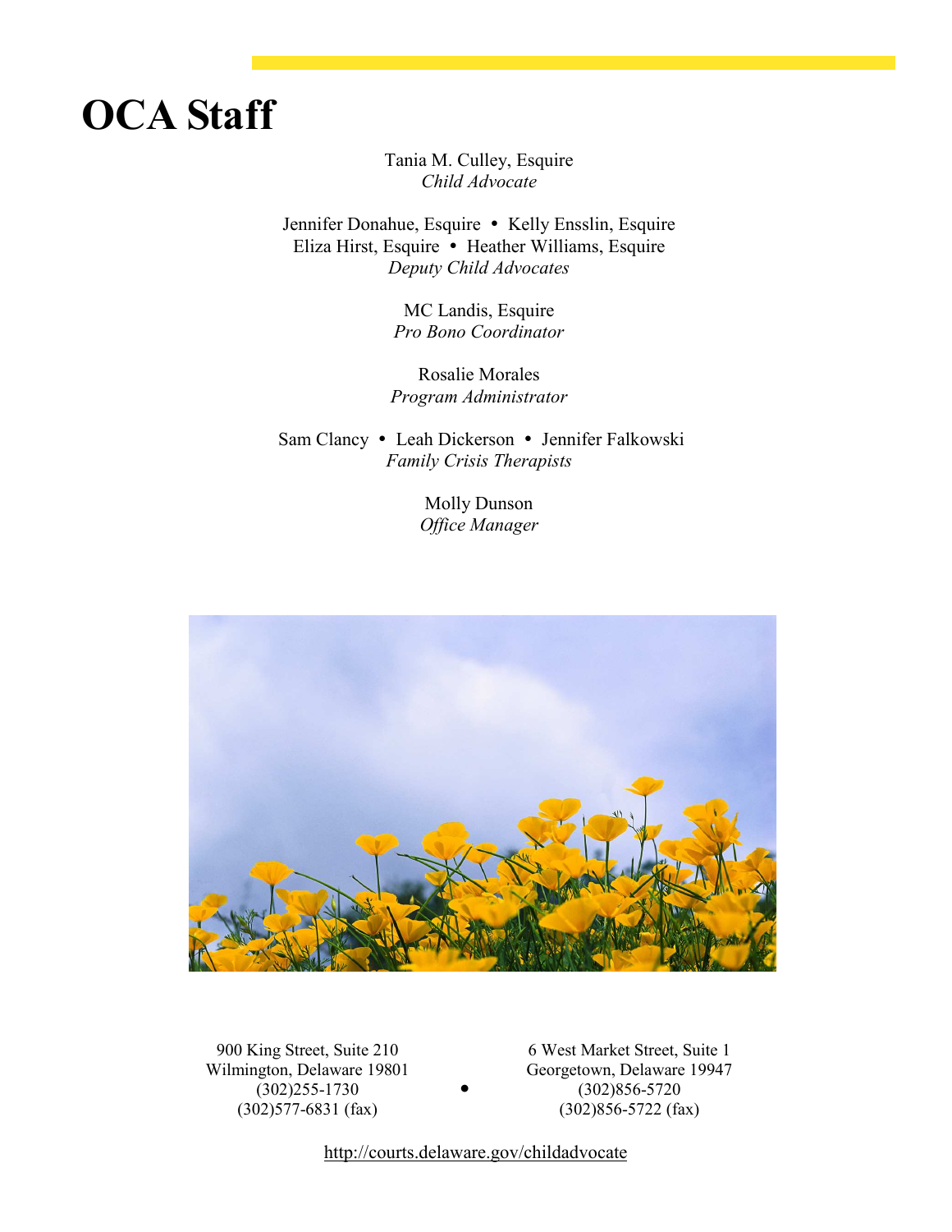# OCA Staff

Tania M. Culley, Esquire
*Child Advocate*

Jennifer Donahue, Esquire • Kelly Ensslin, Esquire
Eliza Hirst, Esquire • Heather Williams, Esquire
*Deputy Child Advocates*

MC Landis, Esquire
*Pro Bono Coordinator*

Rosalie Morales
*Program Administrator*

Sam Clancy • Leah Dickerson • Jennifer Falkowski
*Family Crisis Therapists*

Molly Dunson
*Office Manager*

900 King Street, Suite 210
Wilmington, Delaware 19801
(302)255-1730
(302)577-6831 (fax)

•

6 West Market Street, Suite 1
Georgetown, Delaware 19947
(302)856-5720
(302)856-5722 (fax)

http://courts.delaware.gov/childadvocate